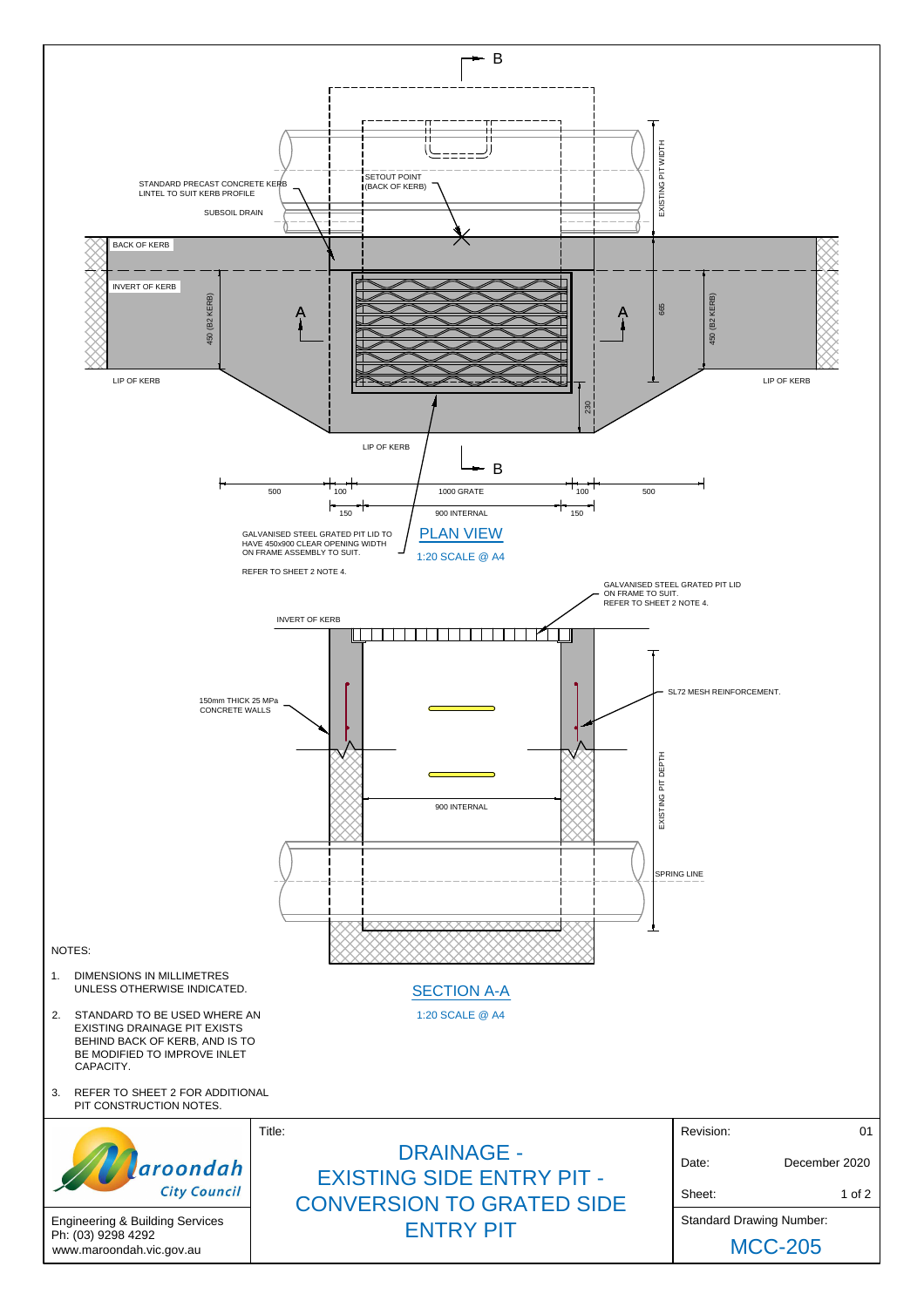## PLAN VIEW

1:20 SCALE @ A4

BACK OF KERB

INVERT OF KERB

LIP OF KERB

STANDARD PRECAST CONCRETE KERB LINTEL TO SUIT KERB PROFILE

SUBSOIL DRAIN

SETOUT POINT (BACK OF KERB)

EXISTING PIT WIDTH

450 (B2 KERB)

665

230

500 | 100 | 1000 GRATE | 100 | 500

150 | 900 INTERNAL | 150

GALVANISED STEEL GRATED PIT LID TO HAVE 450x900 CLEAR OPENING WIDTH ON FRAME ASSEMBLY TO SUIT.

REFER TO SHEET 2 NOTE 4.

## SECTION A-A

1:20 SCALE @ A4

INVERT OF KERB

GALVANISED STEEL GRATED PIT LID ON FRAME TO SUIT. REFER TO SHEET 2 NOTE 4.

150mm THICK 25 MPa CONCRETE WALLS

SL72 MESH REINFORCEMENT.

900 INTERNAL

EXISTING PIT DEPTH

SPRING LINE

NOTES:

1. DIMENSIONS IN MILLIMETRES UNLESS OTHERWISE INDICATED.
2. STANDARD TO BE USED WHERE AN EXISTING DRAINAGE PIT EXISTS BEHIND BACK OF KERB, AND IS TO BE MODIFIED TO IMPROVE INLET CAPACITY.
3. REFER TO SHEET 2 FOR ADDITIONAL PIT CONSTRUCTION NOTES.

Maroondah City Council

Engineering & Building Services
Ph: (03) 9298 4292
www.maroondah.vic.gov.au

Title: DRAINAGE - EXISTING SIDE ENTRY PIT - CONVERSION TO GRATED SIDE ENTRY PIT

| | |
|---|---|
| Revision: | 01 |
| Date: | December 2020 |
| Sheet: | 1 of 2 |
| Standard Drawing Number: | MCC-205 |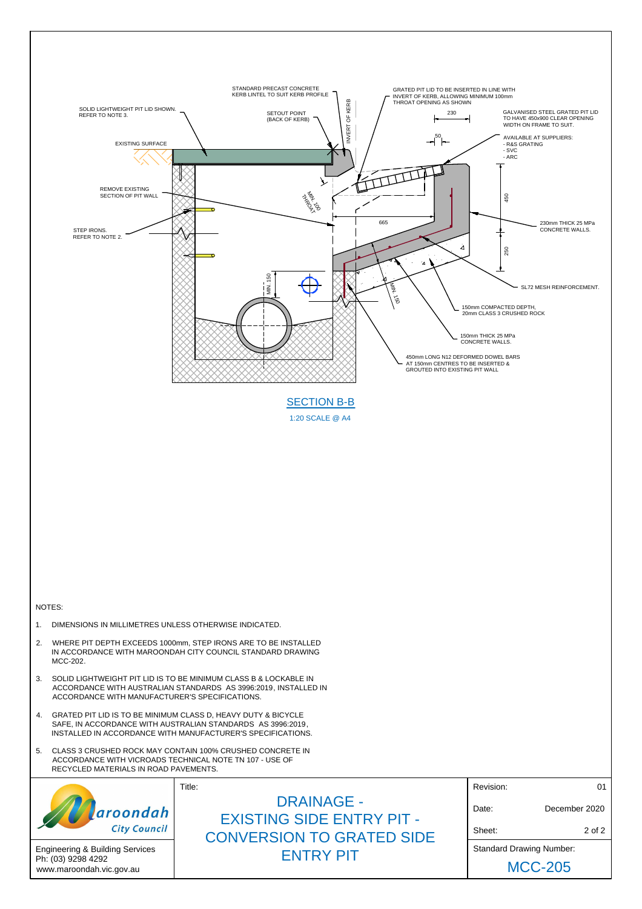STANDARD PRECAST CONCRETE KERB LINTEL TO SUIT KERB PROFILE

GRATED PIT LID TO BE INSERTED IN LINE WITH INVERT OF KERB, ALLOWING MINIMUM 100mm THROAT OPENING AS SHOWN

SOLID LIGHTWEIGHT PIT LID SHOWN. REFER TO NOTE 3.

SETOUT POINT (BACK OF KERB)

INVERT OF KERB

230

GALVANISED STEEL GRATED PIT LID TO HAVE 450x900 CLEAR OPENING WIDTH ON FRAME TO SUIT.

EXISTING SURFACE

50

AVAILABLE AT SUPPLIERS:
- R&S GRATING
- SVC
- ARC

REMOVE EXISTING SECTION OF PIT WALL

MIN. 100 THROAT

450

665

230mm THICK 25 MPa CONCRETE WALLS.

STEP IRONS. REFER TO NOTE 2.

250

MIN. 150

SL72 MESH REINFORCEMENT.

MIN. 150

150mm COMPACTED DEPTH, 20mm CLASS 3 CRUSHED ROCK

150mm THICK 25 MPa CONCRETE WALLS.

450mm LONG N12 DEFORMED DOWEL BARS AT 150mm CENTRES TO BE INSERTED & GROUTED INTO EXISTING PIT WALL

## SECTION B-B

1:20 SCALE @ A4

NOTES:

1. DIMENSIONS IN MILLIMETRES UNLESS OTHERWISE INDICATED.
2. WHERE PIT DEPTH EXCEEDS 1000mm, STEP IRONS ARE TO BE INSTALLED IN ACCORDANCE WITH MAROONDAH CITY COUNCIL STANDARD DRAWING MCC-202.
3. SOLID LIGHTWEIGHT PIT LID IS TO BE MINIMUM CLASS B & LOCKABLE IN ACCORDANCE WITH AUSTRALIAN STANDARDS AS 3996:2019, INSTALLED IN ACCORDANCE WITH MANUFACTURER'S SPECIFICATIONS.
4. GRATED PIT LID IS TO BE MINIMUM CLASS D, HEAVY DUTY & BICYCLE SAFE, IN ACCORDANCE WITH AUSTRALIAN STANDARDS AS 3996:2019, INSTALLED IN ACCORDANCE WITH MANUFACTURER'S SPECIFICATIONS.
5. CLASS 3 CRUSHED ROCK MAY CONTAIN 100% CRUSHED CONCRETE IN ACCORDANCE WITH VICROADS TECHNICAL NOTE TN 107 - USE OF RECYCLED MATERIALS IN ROAD PAVEMENTS.

| | | |
|---|---|---|
| Maroondah City Council<br>Engineering & Building Services<br>Ph: (03) 9298 4292<br>www.maroondah.vic.gov.au | Title:<br>DRAINAGE - EXISTING SIDE ENTRY PIT - CONVERSION TO GRATED SIDE ENTRY PIT | Revision: 01<br>Date: December 2020<br>Sheet: 2 of 2<br>Standard Drawing Number: MCC-205 |